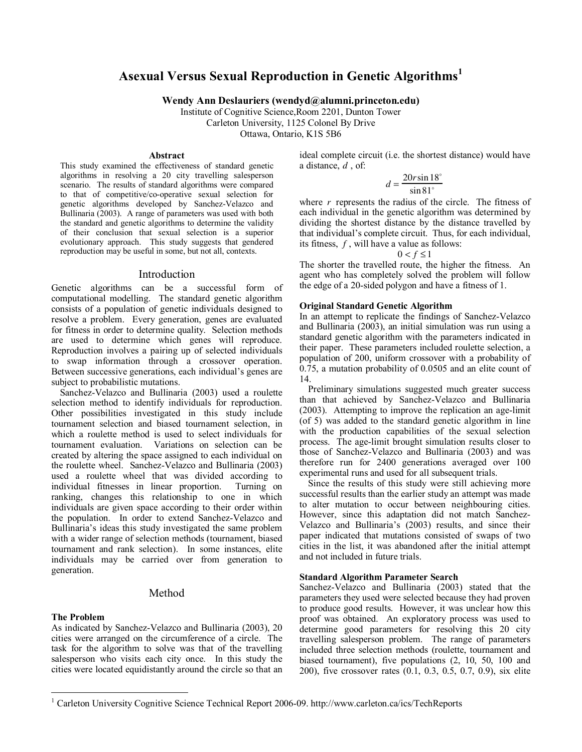# Asexual Versus Sexual Reproduction in Genetic Algorithms[1]

**Wendy Ann Deslauriers (wendyd@alumni.princeton.edu)**
Institute of Cognitive Science,Room 2201, Dunton Tower
Carleton University, 1125 Colonel By Drive
Ottawa, Ontario, K1S 5B6

### Abstract

This study examined the effectiveness of standard genetic algorithms in resolving a 20 city travelling salesperson scenario. The results of standard algorithms were compared to that of competitive/co-operative sexual selection for genetic algorithms developed by Sanchez-Velazco and Bullinaria (2003). A range of parameters was used with both the standard and genetic algorithms to determine the validity of their conclusion that sexual selection is a superior evolutionary approach. This study suggests that gendered reproduction may be useful in some, but not all, contexts.

## Introduction

Genetic algorithms can be a successful form of computational modelling. The standard genetic algorithm consists of a population of genetic individuals designed to resolve a problem. Every generation, genes are evaluated for fitness in order to determine quality. Selection methods are used to determine which genes will reproduce. Reproduction involves a pairing up of selected individuals to swap information through a crossover operation. Between successive generations, each individual's genes are subject to probabilistic mutations.

Sanchez-Velazco and Bullinaria (2003) used a roulette selection method to identify individuals for reproduction. Other possibilities investigated in this study include tournament selection and biased tournament selection, in which a roulette method is used to select individuals for tournament evaluation. Variations on selection can be created by altering the space assigned to each individual on the roulette wheel. Sanchez-Velazco and Bullinaria (2003) used a roulette wheel that was divided according to individual fitnesses in linear proportion. Turning on ranking, changes this relationship to one in which individuals are given space according to their order within the population. In order to extend Sanchez-Velazco and Bullinaria's ideas this study investigated the same problem with a wider range of selection methods (tournament, biased tournament and rank selection). In some instances, elite individuals may be carried over from generation to generation.

## Method

### The Problem

As indicated by Sanchez-Velazco and Bullinaria (2003), 20 cities were arranged on the circumference of a circle. The task for the algorithm to solve was that of the travelling salesperson who visits each city once. In this study the cities were located equidistantly around the circle so that an ideal complete circuit (i.e. the shortest distance) would have a distance, $d$ , of:

$$d = \frac{20r\sin 18^{\circ}}{\sin 81^{\circ}}$$

where $r$ represents the radius of the circle. The fitness of each individual in the genetic algorithm was determined by dividing the shortest distance by the distance travelled by that individual's complete circuit. Thus, for each individual, its fitness, $f$ , will have a value as follows:

$$0 < f \leq 1$$

The shorter the travelled route, the higher the fitness. An agent who has completely solved the problem will follow the edge of a 20-sided polygon and have a fitness of 1.

### Original Standard Genetic Algorithm

In an attempt to replicate the findings of Sanchez-Velazco and Bullinaria (2003), an initial simulation was run using a standard genetic algorithm with the parameters indicated in their paper. These parameters included roulette selection, a population of 200, uniform crossover with a probability of 0.75, a mutation probability of 0.0505 and an elite count of 14.

Preliminary simulations suggested much greater success than that achieved by Sanchez-Velazco and Bullinaria (2003). Attempting to improve the replication an age-limit (of 5) was added to the standard genetic algorithm in line with the production capabilities of the sexual selection process. The age-limit brought simulation results closer to those of Sanchez-Velazco and Bullinaria (2003) and was therefore run for 2400 generations averaged over 100 experimental runs and used for all subsequent trials.

Since the results of this study were still achieving more successful results than the earlier study an attempt was made to alter mutation to occur between neighbouring cities. However, since this adaptation did not match Sanchez-Velazco and Bullinaria's (2003) results, and since their paper indicated that mutations consisted of swaps of two cities in the list, it was abandoned after the initial attempt and not included in future trials.

### Standard Algorithm Parameter Search

Sanchez-Velazco and Bullinaria (2003) stated that the parameters they used were selected because they had proven to produce good results. However, it was unclear how this proof was obtained. An exploratory process was used to determine good parameters for resolving this 20 city travelling salesperson problem. The range of parameters included three selection methods (roulette, tournament and biased tournament), five populations (2, 10, 50, 100 and 200), five crossover rates (0.1, 0.3, 0.5, 0.7, 0.9), six elite

---

[1] Carleton University Cognitive Science Technical Report 2006-09. http://www.carleton.ca/ics/TechReports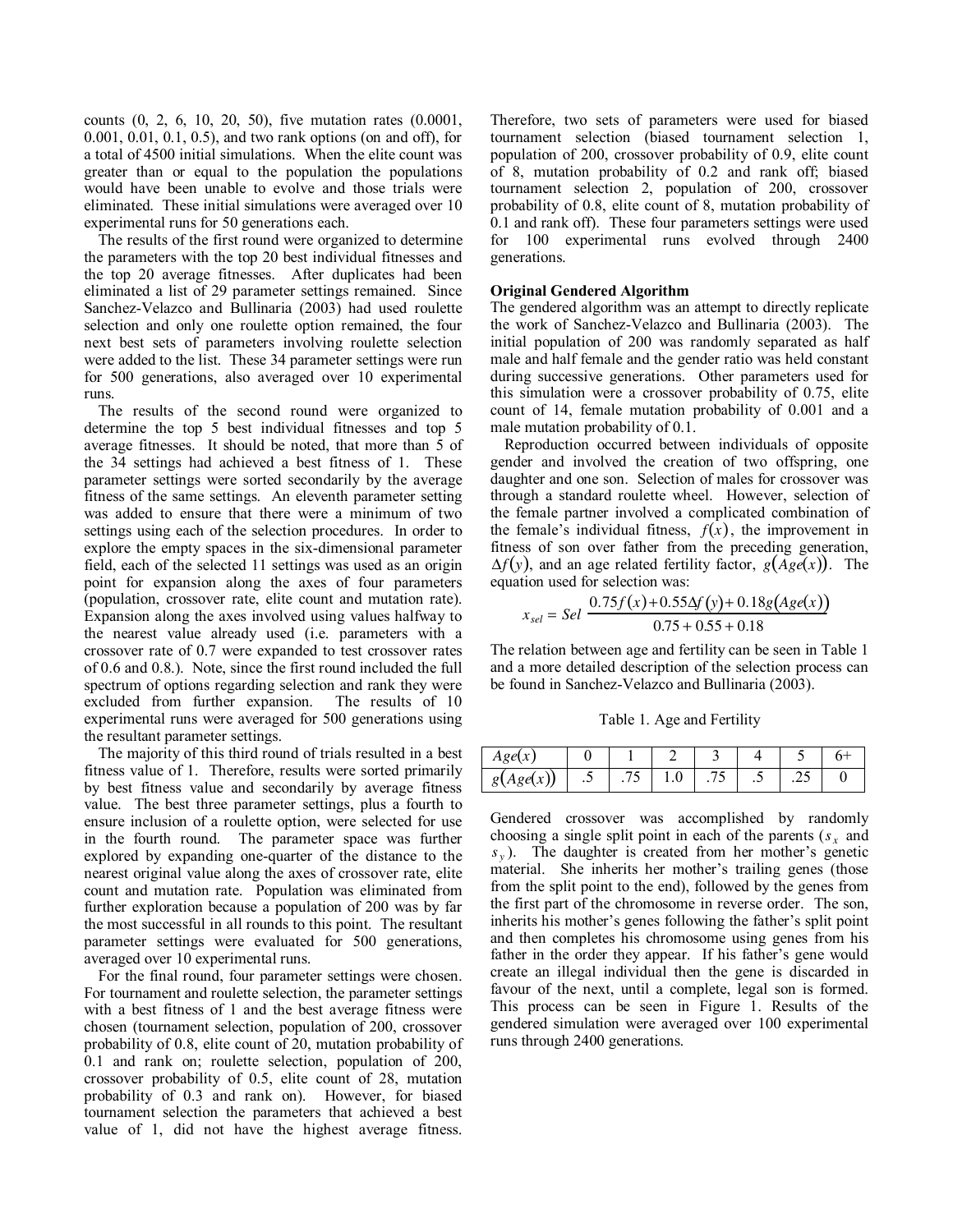counts (0, 2, 6, 10, 20, 50), five mutation rates (0.0001, 0.001, 0.01, 0.1, 0.5), and two rank options (on and off), for a total of 4500 initial simulations. When the elite count was greater than or equal to the population the populations would have been unable to evolve and those trials were eliminated. These initial simulations were averaged over 10 experimental runs for 50 generations each.

The results of the first round were organized to determine the parameters with the top 20 best individual fitnesses and the top 20 average fitnesses. After duplicates had been eliminated a list of 29 parameter settings remained. Since Sanchez-Velazco and Bullinaria (2003) had used roulette selection and only one roulette option remained, the four next best sets of parameters involving roulette selection were added to the list. These 34 parameter settings were run for 500 generations, also averaged over 10 experimental runs.

The results of the second round were organized to determine the top 5 best individual fitnesses and top 5 average fitnesses. It should be noted, that more than 5 of the 34 settings had achieved a best fitness of 1. These parameter settings were sorted secondarily by the average fitness of the same settings. An eleventh parameter setting was added to ensure that there were a minimum of two settings using each of the selection procedures. In order to explore the empty spaces in the six-dimensional parameter field, each of the selected 11 settings was used as an origin point for expansion along the axes of four parameters (population, crossover rate, elite count and mutation rate). Expansion along the axes involved using values halfway to the nearest value already used (i.e. parameters with a crossover rate of 0.7 were expanded to test crossover rates of 0.6 and 0.8.). Note, since the first round included the full spectrum of options regarding selection and rank they were excluded from further expansion. The results of 10 experimental runs were averaged for 500 generations using the resultant parameter settings.

The majority of this third round of trials resulted in a best fitness value of 1. Therefore, results were sorted primarily by best fitness value and secondarily by average fitness value. The best three parameter settings, plus a fourth to ensure inclusion of a roulette option, were selected for use in the fourth round. The parameter space was further explored by expanding one-quarter of the distance to the nearest original value along the axes of crossover rate, elite count and mutation rate. Population was eliminated from further exploration because a population of 200 was by far the most successful in all rounds to this point. The resultant parameter settings were evaluated for 500 generations, averaged over 10 experimental runs.

For the final round, four parameter settings were chosen. For tournament and roulette selection, the parameter settings with a best fitness of 1 and the best average fitness were chosen (tournament selection, population of 200, crossover probability of 0.8, elite count of 20, mutation probability of 0.1 and rank on; roulette selection, population of 200, crossover probability of 0.5, elite count of 28, mutation probability of 0.3 and rank on). However, for biased tournament selection the parameters that achieved a best value of 1, did not have the highest average fitness. Therefore, two sets of parameters were used for biased tournament selection (biased tournament selection 1, population of 200, crossover probability of 0.9, elite count of 8, mutation probability of 0.2 and rank off; biased tournament selection 2, population of 200, crossover probability of 0.8, elite count of 8, mutation probability of 0.1 and rank off). These four parameters settings were used for 100 experimental runs evolved through 2400 generations.

**Original Gendered Algorithm**

The gendered algorithm was an attempt to directly replicate the work of Sanchez-Velazco and Bullinaria (2003). The initial population of 200 was randomly separated as half male and half female and the gender ratio was held constant during successive generations. Other parameters used for this simulation were a crossover probability of 0.75, elite count of 14, female mutation probability of 0.001 and a male mutation probability of 0.1.

Reproduction occurred between individuals of opposite gender and involved the creation of two offspring, one daughter and one son. Selection of males for crossover was through a standard roulette wheel. However, selection of the female partner involved a complicated combination of the female's individual fitness, $f(x)$, the improvement in fitness of son over father from the preceding generation, $\Delta f(y)$, and an age related fertility factor, $g(Age(x))$. The equation used for selection was:

$$x_{sel} = Sel\ \frac{0.75f(x) + 0.55\Delta f(y) + 0.18g(Age(x))}{0.75 + 0.55 + 0.18}$$

The relation between age and fertility can be seen in Table 1 and a more detailed description of the selection process can be found in Sanchez-Velazco and Bullinaria (2003).

Table 1. Age and Fertility

| $Age(x)$ | 0 | 1 | 2 | 3 | 4 | 5 | 6+ |
|---|---|---|---|---|---|---|---|
| $g(Age(x))$ | .5 | .75 | 1.0 | .75 | .5 | .25 | 0 |

Gendered crossover was accomplished by randomly choosing a single split point in each of the parents ($s_x$ and $s_y$). The daughter is created from her mother's genetic material. She inherits her mother's trailing genes (those from the split point to the end), followed by the genes from the first part of the chromosome in reverse order. The son, inherits his mother's genes following the father's split point and then completes his chromosome using genes from his father in the order they appear. If his father's gene would create an illegal individual then the gene is discarded in favour of the next, until a complete, legal son is formed. This process can be seen in Figure 1. Results of the gendered simulation were averaged over 100 experimental runs through 2400 generations.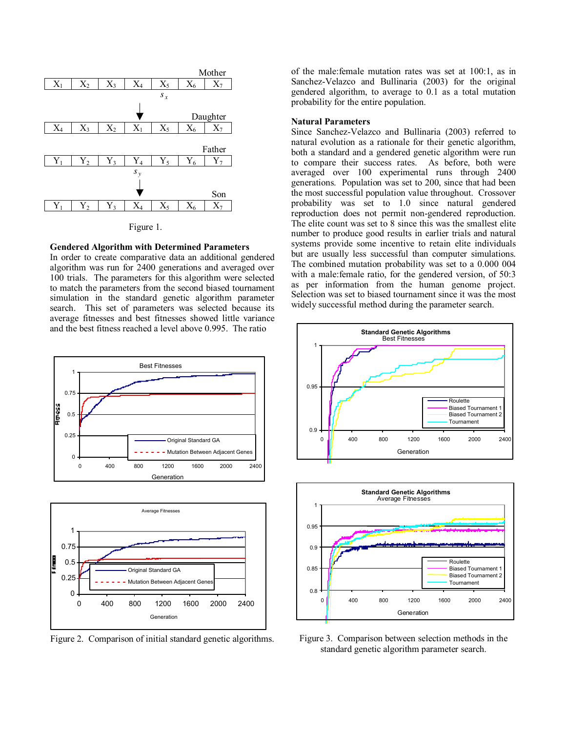Figure 1.

## Gendered Algorithm with Determined Parameters

In order to create comparative data an additional gendered algorithm was run for 2400 generations and averaged over 100 trials. The parameters for this algorithm were selected to match the parameters from the second biased tournament simulation in the standard genetic algorithm parameter search. This set of parameters was selected because its average fitnesses and best fitnesses showed little variance and the best fitness reached a level above 0.995. The ratio of the male:female mutation rates was set at 100:1, as in Sanchez-Velazco and Bullinaria (2003) for the original gendered algorithm, to average to 0.1 as a total mutation probability for the entire population.

Figure 2. Comparison of initial standard genetic algorithms.

## Natural Parameters

Since Sanchez-Velazco and Bullinaria (2003) referred to natural evolution as a rationale for their genetic algorithm, both a standard and a gendered genetic algorithm were run to compare their success rates. As before, both were averaged over 100 experimental runs through 2400 generations. Population was set to 200, since that had been the most successful population value throughout. Crossover probability was set to 1.0 since natural gendered reproduction does not permit non-gendered reproduction. The elite count was set to 8 since this was the smallest elite number to produce good results in earlier trials and natural systems provide some incentive to retain elite individuals but are usually less successful than computer simulations. The combined mutation probability was set to a 0.000 004 with a male:female ratio, for the gendered version, of 50:3 as per information from the human genome project. Selection was set to biased tournament since it was the most widely successful method during the parameter search.

Figure 3. Comparison between selection methods in the standard genetic algorithm parameter search.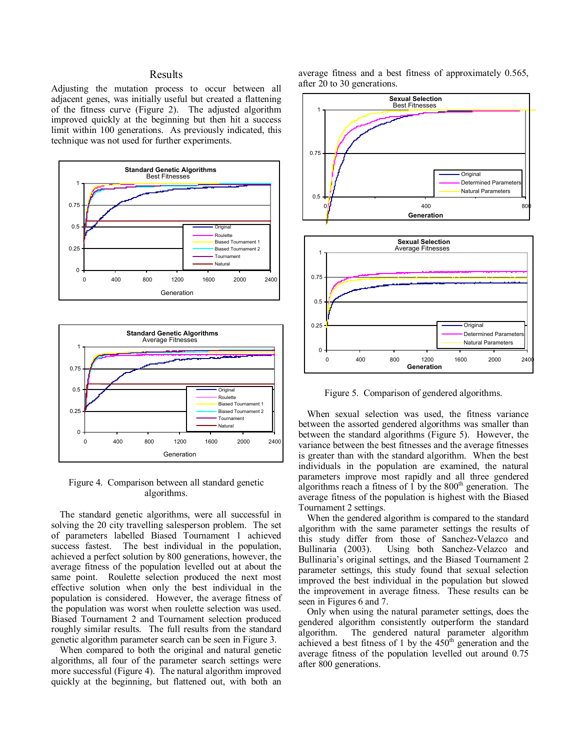## Results

Adjusting the mutation process to occur between all adjacent genes, was initially useful but created a flattening of the fitness curve (Figure 2). The adjusted algorithm improved quickly at the beginning but then hit a success limit within 100 generations. As previously indicated, this technique was not used for further experiments.

Figure 4. Comparison between all standard genetic algorithms.

The standard genetic algorithms, were all successful in solving the 20 city travelling salesperson problem. The set of parameters labelled Biased Tournament 1 achieved success fastest. The best individual in the population, achieved a perfect solution by 800 generations, however, the average fitness of the population levelled out at about the same point. Roulette selection produced the next most effective solution when only the best individual in the population is considered. However, the average fitness of the population was worst when roulette selection was used. Biased Tournament 2 and Tournament selection produced roughly similar results. The full results from the standard genetic algorithm parameter search can be seen in Figure 3.

When compared to both the original and natural genetic algorithms, all four of the parameter search settings were more successful (Figure 4). The natural algorithm improved quickly at the beginning, but flattened out, with both an average fitness and a best fitness of approximately 0.565, after 20 to 30 generations.

Figure 5. Comparison of gendered algorithms.

When sexual selection was used, the fitness variance between the assorted gendered algorithms was smaller than between the standard algorithms (Figure 5). However, the variance between the best fitnesses and the average fitnesses is greater than with the standard algorithm. When the best individuals in the population are examined, the natural parameters improve most rapidly and all three gendered algorithms reach a fitness of 1 by the 800th generation. The average fitness of the population is highest with the Biased Tournament 2 settings.

When the gendered algorithm is compared to the standard algorithm with the same parameter settings the results of this study differ from those of Sanchez-Velazco and Bullinaria (2003). Using both Sanchez-Velazco and Bullinaria's original settings, and the Biased Tournament 2 parameter settings, this study found that sexual selection improved the best individual in the population but slowed the improvement in average fitness. These results can be seen in Figures 6 and 7.

Only when using the natural parameter settings, does the gendered algorithm consistently outperform the standard algorithm. The gendered natural parameter algorithm achieved a best fitness of 1 by the 450th generation and the average fitness of the population levelled out around 0.75 after 800 generations.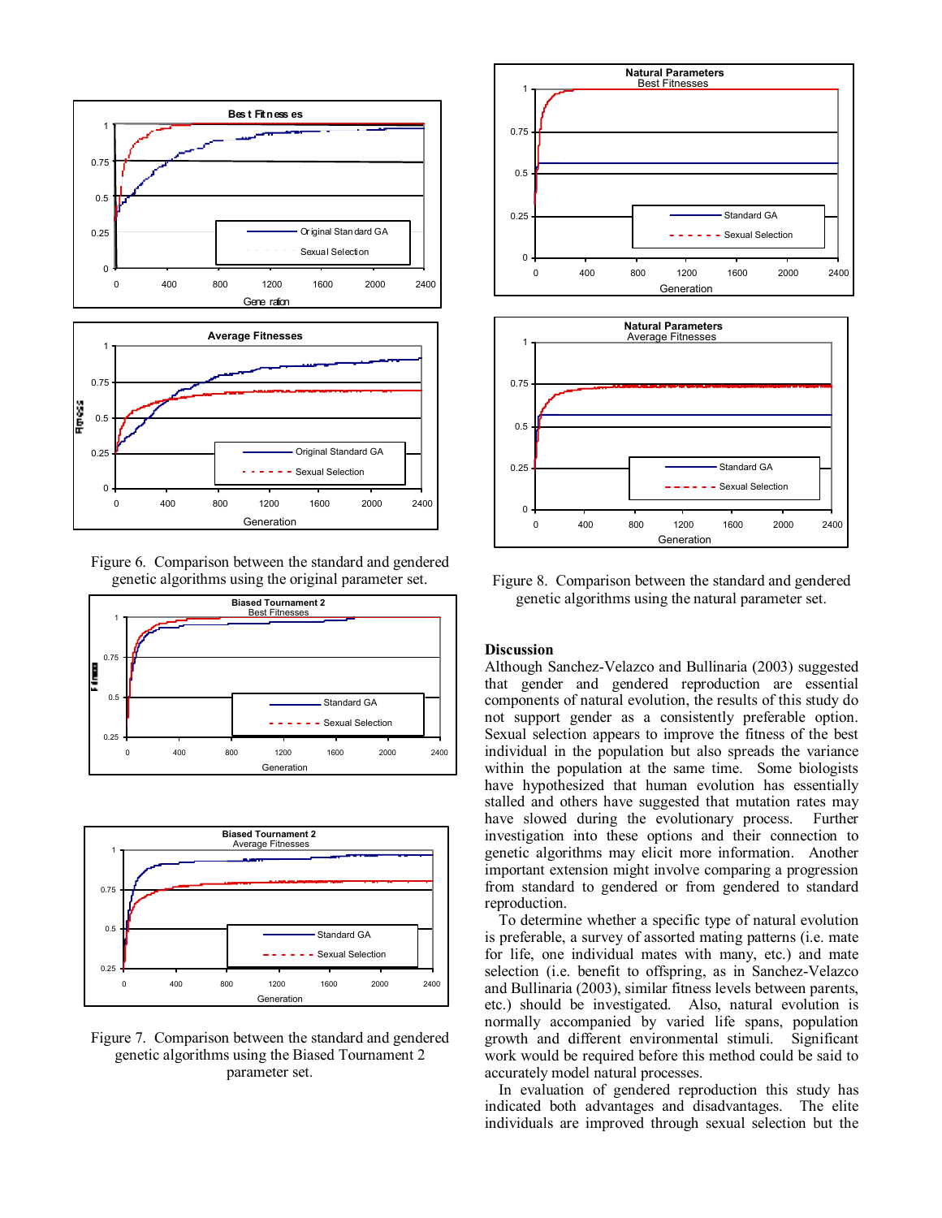Figure 6. Comparison between the standard and gendered genetic algorithms using the original parameter set.

Figure 7. Comparison between the standard and gendered genetic algorithms using the Biased Tournament 2 parameter set.

Figure 8. Comparison between the standard and gendered genetic algorithms using the natural parameter set.

## Discussion

Although Sanchez-Velazco and Bullinaria (2003) suggested that gender and gendered reproduction are essential components of natural evolution, the results of this study do not support gender as a consistently preferable option. Sexual selection appears to improve the fitness of the best individual in the population but also spreads the variance within the population at the same time. Some biologists have hypothesized that human evolution has essentially stalled and others have suggested that mutation rates may have slowed during the evolutionary process. Further investigation into these options and their connection to genetic algorithms may elicit more information. Another important extension might involve comparing a progression from standard to gendered or from gendered to standard reproduction.

To determine whether a specific type of natural evolution is preferable, a survey of assorted mating patterns (i.e. mate for life, one individual mates with many, etc.) and mate selection (i.e. benefit to offspring, as in Sanchez-Velazco and Bullinaria (2003), similar fitness levels between parents, etc.) should be investigated. Also, natural evolution is normally accompanied by varied life spans, population growth and different environmental stimuli. Significant work would be required before this method could be said to accurately model natural processes.

In evaluation of gendered reproduction this study has indicated both advantages and disadvantages. The elite individuals are improved through sexual selection but the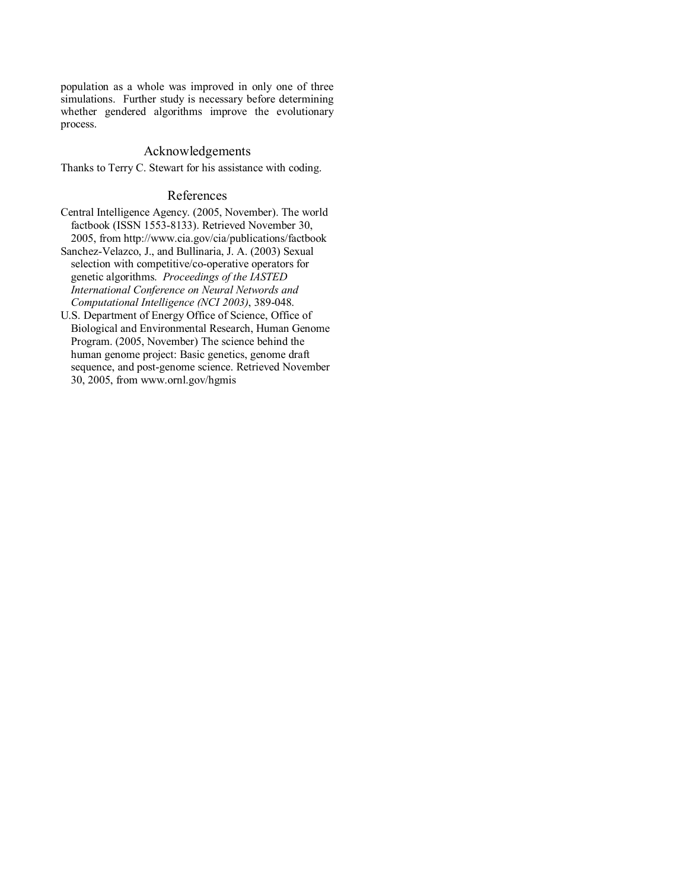population as a whole was improved in only one of three simulations. Further study is necessary before determining whether gendered algorithms improve the evolutionary process.

## Acknowledgements

Thanks to Terry C. Stewart for his assistance with coding.

## References

Central Intelligence Agency. (2005, November). The world factbook (ISSN 1553-8133). Retrieved November 30, 2005, from http://www.cia.gov/cia/publications/factbook

Sanchez-Velazco, J., and Bullinaria, J. A. (2003) Sexual selection with competitive/co-operative operators for genetic algorithms. *Proceedings of the IASTED International Conference on Neural Networks and Computational Intelligence (NCI 2003)*, 389-048.

U.S. Department of Energy Office of Science, Office of Biological and Environmental Research, Human Genome Program. (2005, November) The science behind the human genome project: Basic genetics, genome draft sequence, and post-genome science. Retrieved November 30, 2005, from www.ornl.gov/hgmis